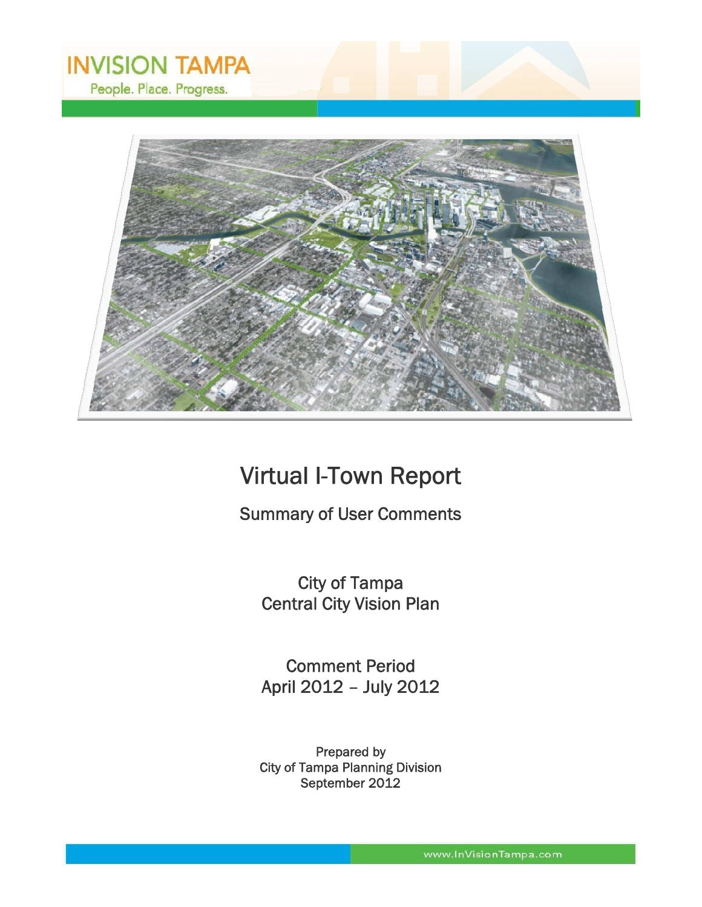INVISION TAMPA

People. Place. Progress.

# Virtual I-Town Report

## Summary of User Comments

City of Tampa
Central City Vision Plan

Comment Period
April 2012 – July 2012

Prepared by
City of Tampa Planning Division
September 2012

www.InVisionTampa.com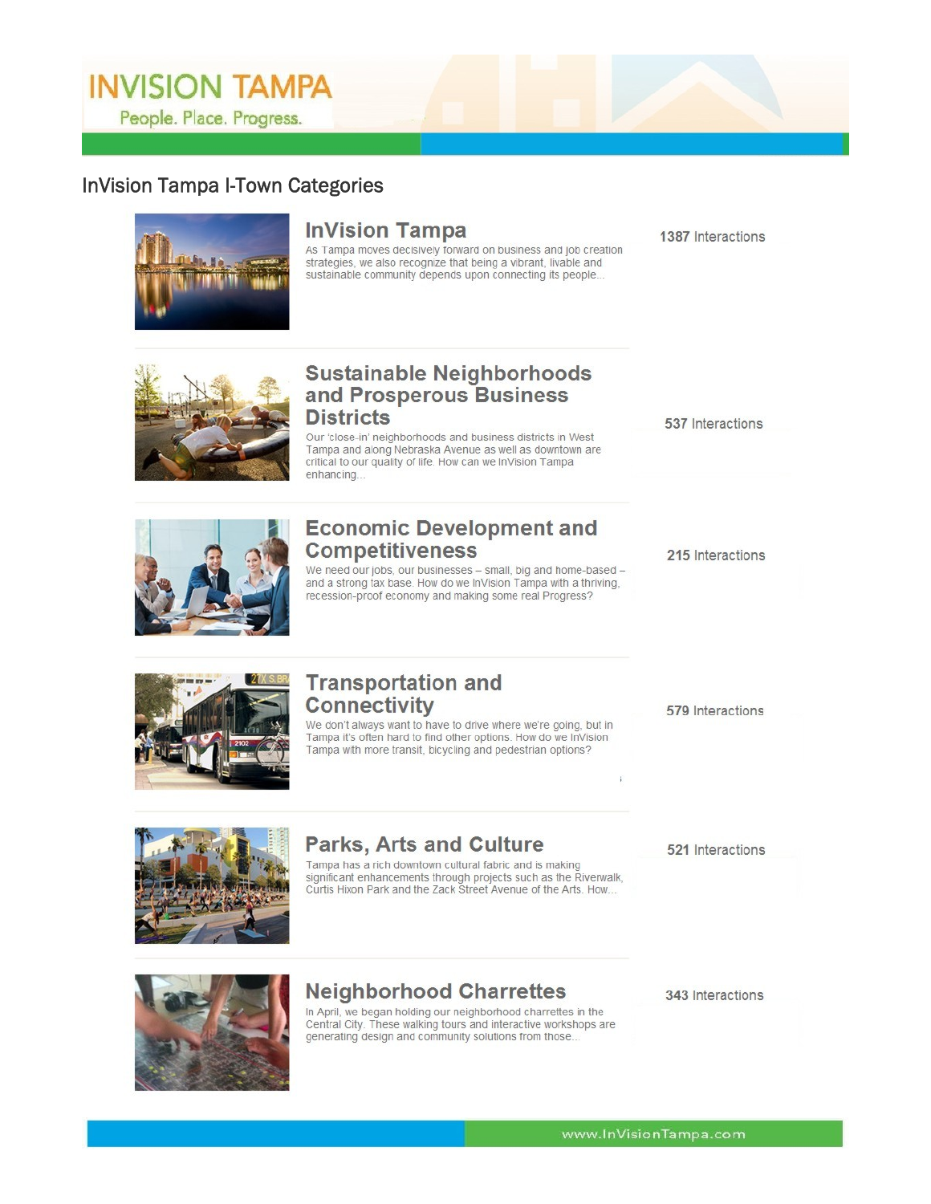# InVision Tampa I-Town Categories

## InVision Tampa

As Tampa moves decisively forward on business and job creation strategies, we also recognize that being a vibrant, livable and sustainable community depends upon connecting its people...

**1387** Interactions

## Sustainable Neighborhoods and Prosperous Business Districts

Our 'close-in' neighborhoods and business districts in West Tampa and along Nebraska Avenue as well as downtown are critical to our quality of life. How can we InVision Tampa enhancing...

**537** Interactions

## Economic Development and Competitiveness

We need our jobs, our businesses – small, big and home-based – and a strong tax base. How do we InVision Tampa with a thriving, recession-proof economy and making some real Progress?

**215** Interactions

## Transportation and Connectivity

We don't always want to have to drive where we're going, but in Tampa it's often hard to find other options. How do we InVision Tampa with more transit, bicycling and pedestrian options?

**579** Interactions

## Parks, Arts and Culture

Tampa has a rich downtown cultural fabric and is making significant enhancements through projects such as the Riverwalk, Curtis Hixon Park and the Zack Street Avenue of the Arts. How...

**521** Interactions

## Neighborhood Charrettes

In April, we began holding our neighborhood charrettes in the Central City. These walking tours and interactive workshops are generating design and community solutions from those...

**343** Interactions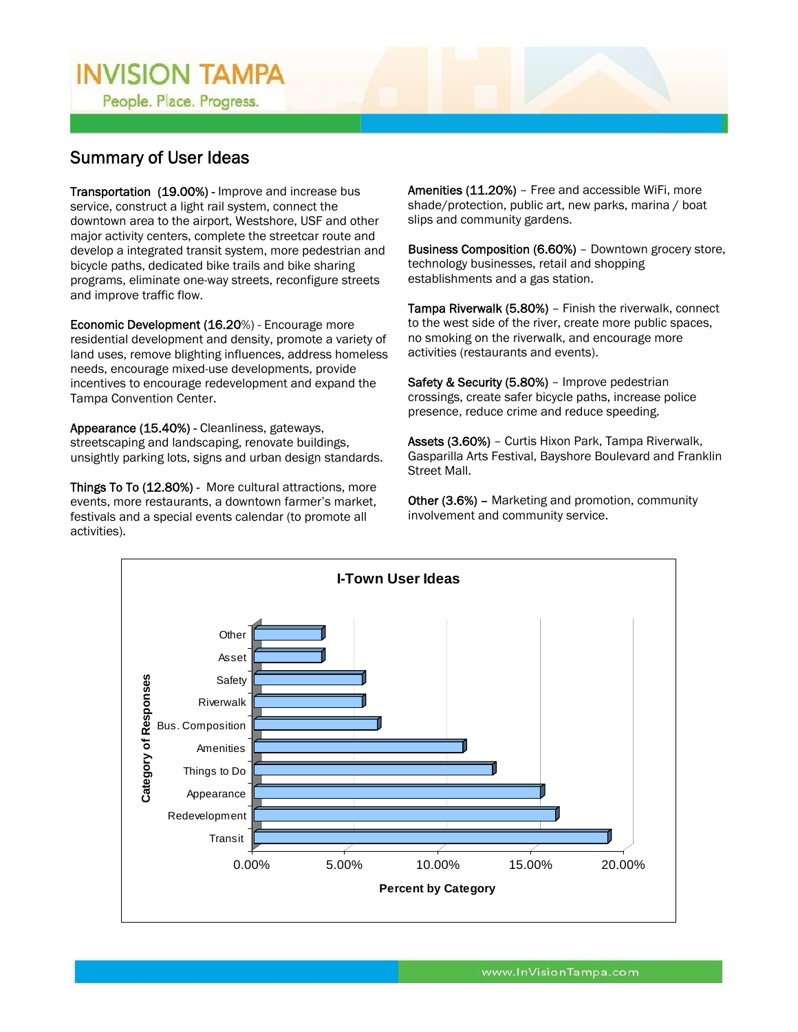## Summary of User Ideas

**Transportation (19.00%)** - Improve and increase bus service, construct a light rail system, connect the downtown area to the airport, Westshore, USF and other major activity centers, complete the streetcar route and develop a integrated transit system, more pedestrian and bicycle paths, dedicated bike trails and bike sharing programs, eliminate one-way streets, reconfigure streets and improve traffic flow.

**Economic Development (16.20%)** - Encourage more residential development and density, promote a variety of land uses, remove blighting influences, address homeless needs, encourage mixed-use developments, provide incentives to encourage redevelopment and expand the Tampa Convention Center.

**Appearance (15.40%)** - Cleanliness, gateways, streetscaping and landscaping, renovate buildings, unsightly parking lots, signs and urban design standards.

**Things To To (12.80%)** - More cultural attractions, more events, more restaurants, a downtown farmer's market, festivals and a special events calendar (to promote all activities).

**Amenities (11.20%)** – Free and accessible WiFi, more shade/protection, public art, new parks, marina / boat slips and community gardens.

**Business Composition (6.60%)** – Downtown grocery store, technology businesses, retail and shopping establishments and a gas station.

**Tampa Riverwalk (5.80%)** – Finish the riverwalk, connect to the west side of the river, create more public spaces, no smoking on the riverwalk, and encourage more activities (restaurants and events).

**Safety & Security (5.80%)** – Improve pedestrian crossings, create safer bicycle paths, increase police presence, reduce crime and reduce speeding.

**Assets (3.60%)** – Curtis Hixon Park, Tampa Riverwalk, Gasparilla Arts Festival, Bayshore Boulevard and Franklin Street Mall.

**Other (3.6%)** – Marketing and promotion, community involvement and community service.

**I-Town User Ideas**

| Category of Responses | Percent by Category |
|---|---|
| Other | 3.60% |
| Asset | 3.60% |
| Safety | 5.80% |
| Riverwalk | 5.80% |
| Bus. Composition | 6.60% |
| Amenities | 11.20% |
| Things to Do | 12.80% |
| Appearance | 15.40% |
| Redevelopment | 16.20% |
| Transit | 19.00% |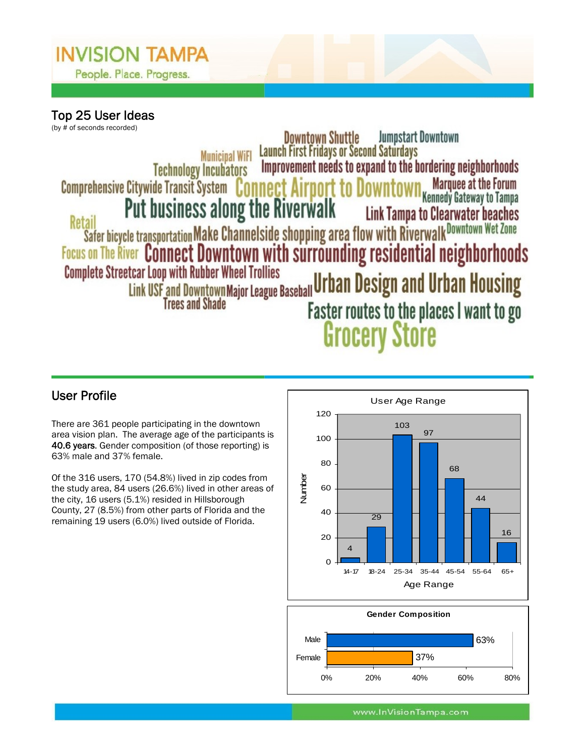## Top 25 User Ideas

(by # of seconds recorded)

Downtown Shuttle
Jumpstart Downtown
Municipal WiFi
Launch First Fridays or Second Saturdays
Technology Incubators
Improvement needs to expand to the bordering neighborhoods
Comprehensive Citywide Transit System
Connect Airport to Downtown
Marquee at the Forum
Kennedy Gateway to Tampa
Put business along the Riverwalk
Link Tampa to Clearwater beaches
Retail
Safer bicycle transportation
Make Channelside shopping area flow with Riverwalk
Downtown Wet Zone
Focus on The River
Connect Downtown with surrounding residential neighborhoods
Complete Streetcar Loop with Rubber Wheel Trollies
Link USF and Downtown
Major League Baseball
Urban Design and Urban Housing
Trees and Shade
Faster routes to the places I want to go
Grocery Store

## User Profile

There are 361 people participating in the downtown area vision plan. The average age of the participants is **40.6 years**. Gender composition (of those reporting) is 63% male and 37% female.

Of the 316 users, 170 (54.8%) lived in zip codes from the study area, 84 users (26.6%) lived in other areas of the city, 16 users (5.1%) resided in Hillsborough County, 27 (8.5%) from other parts of Florida and the remaining 19 users (6.0%) lived outside of Florida.

**User Age Range**

| Age Range | Number |
|---|---|
| 14-17 | 4 |
| 18-24 | 29 |
| 25-34 | 103 |
| 35-44 | 97 |
| 45-54 | 68 |
| 55-64 | 44 |
| 65+ | 16 |

**Gender Composition**

| Gender | Percent |
|---|---|
| Male | 63% |
| Female | 37% |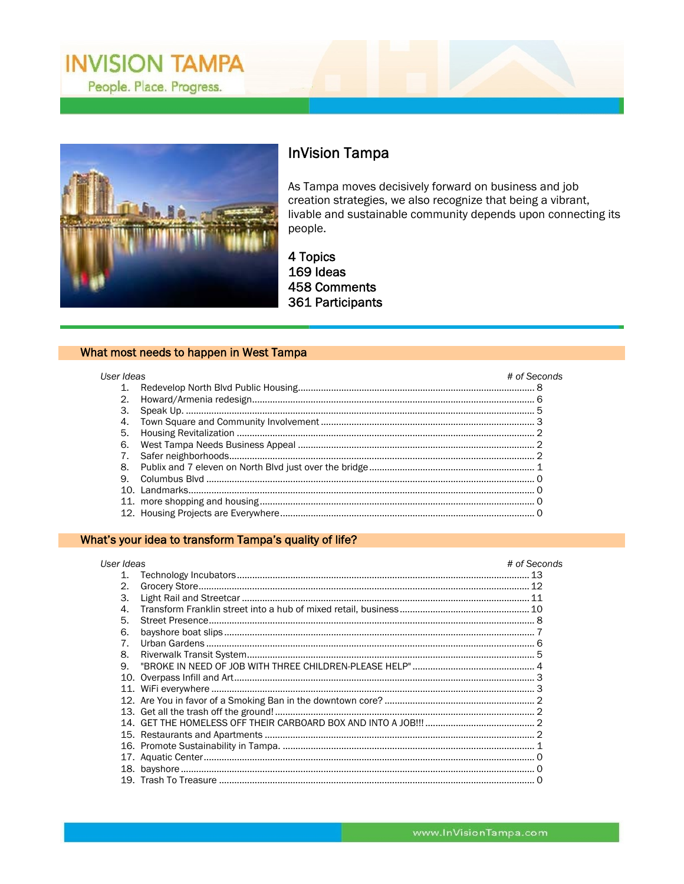## InVision Tampa

As Tampa moves decisively forward on business and job creation strategies, we also recognize that being a vibrant, livable and sustainable community depends upon connecting its people.

4 Topics
169 Ideas
458 Comments
361 Participants

### What most needs to happen in West Tampa

| User Ideas | # of Seconds |
|---|---|
| 1. Redevelop North Blvd Public Housing | 8 |
| 2. Howard/Armenia redesign | 6 |
| 3. Speak Up. | 5 |
| 4. Town Square and Community Involvement | 3 |
| 5. Housing Revitalization | 2 |
| 6. West Tampa Needs Business Appeal | 2 |
| 7. Safer neighborhoods | 2 |
| 8. Publix and 7 eleven on North Blvd just over the bridge | 1 |
| 9. Columbus Blvd | 0 |
| 10. Landmarks | 0 |
| 11. more shopping and housing | 0 |
| 12. Housing Projects are Everywhere | 0 |

### What's your idea to transform Tampa's quality of life?

| User Ideas | # of Seconds |
|---|---|
| 1. Technology Incubators | 13 |
| 2. Grocery Store | 12 |
| 3. Light Rail and Streetcar | 11 |
| 4. Transform Franklin street into a hub of mixed retail, business | 10 |
| 5. Street Presence | 8 |
| 6. bayshore boat slips | 7 |
| 7. Urban Gardens | 6 |
| 8. Riverwalk Transit System | 5 |
| 9. "BROKE IN NEED OF JOB WITH THREE CHILDREN-PLEASE HELP" | 4 |
| 10. Overpass Infill and Art | 3 |
| 11. WiFi everywhere | 3 |
| 12. Are You in favor of a Smoking Ban in the downtown core? | 2 |
| 13. Get all the trash off the ground! | 2 |
| 14. GET THE HOMELESS OFF THEIR CARBOARD BOX AND INTO A JOB!!! | 2 |
| 15. Restaurants and Apartments | 2 |
| 16. Promote Sustainability in Tampa. | 1 |
| 17. Aquatic Center | 0 |
| 18. bayshore | 0 |
| 19. Trash To Treasure | 0 |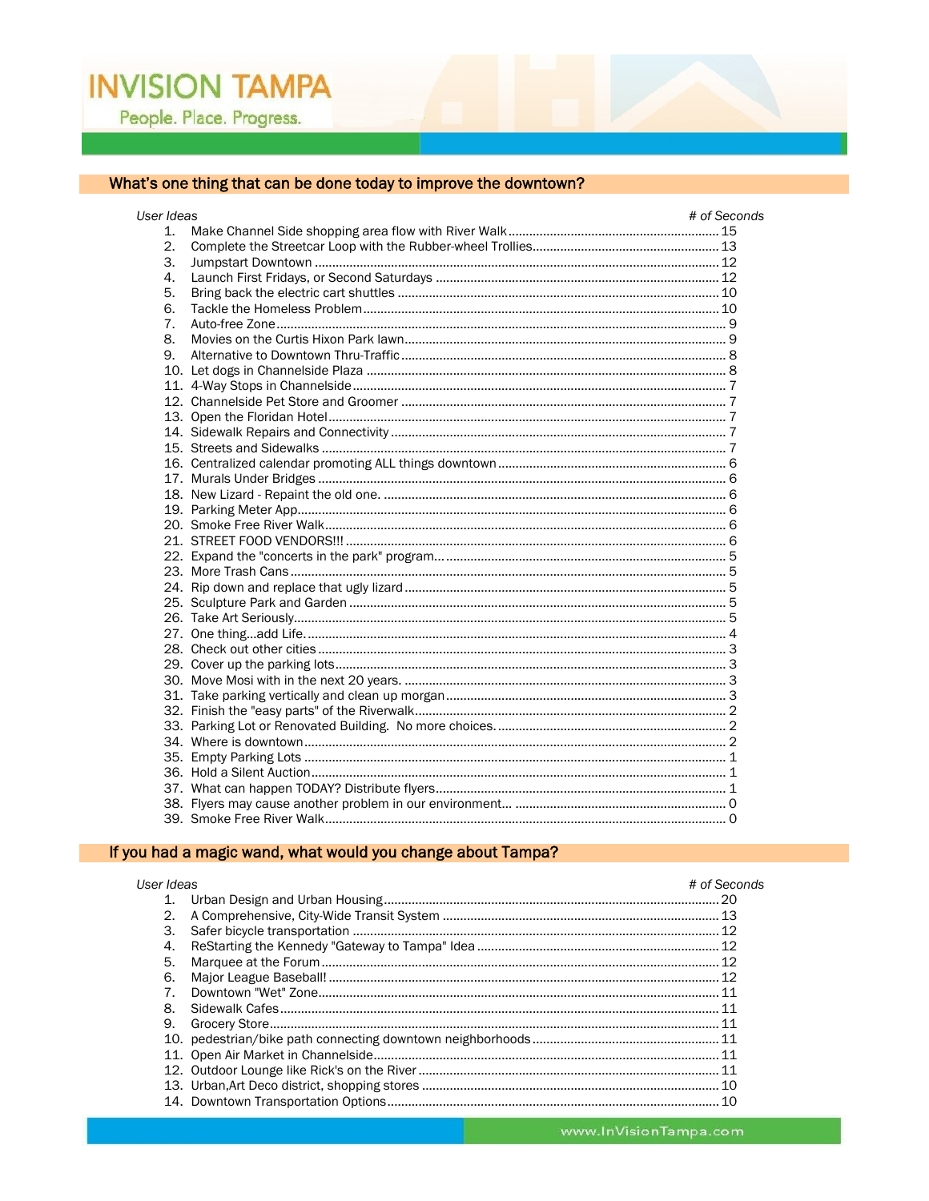## What's one thing that can be done today to improve the downtown?

| User Ideas | # of Seconds |
|---|---|
| 1. Make Channel Side shopping area flow with River Walk | 15 |
| 2. Complete the Streetcar Loop with the Rubber-wheel Trollies | 13 |
| 3. Jumpstart Downtown | 12 |
| 4. Launch First Fridays, or Second Saturdays | 12 |
| 5. Bring back the electric cart shuttles | 10 |
| 6. Tackle the Homeless Problem | 10 |
| 7. Auto-free Zone | 9 |
| 8. Movies on the Curtis Hixon Park lawn | 9 |
| 9. Alternative to Downtown Thru-Traffic | 8 |
| 10. Let dogs in Channelside Plaza | 8 |
| 11. 4-Way Stops in Channelside | 7 |
| 12. Channelside Pet Store and Groomer | 7 |
| 13. Open the Floridan Hotel | 7 |
| 14. Sidewalk Repairs and Connectivity | 7 |
| 15. Streets and Sidewalks | 7 |
| 16. Centralized calendar promoting ALL things downtown | 6 |
| 17. Murals Under Bridges | 6 |
| 18. New Lizard - Repaint the old one. | 6 |
| 19. Parking Meter App | 6 |
| 20. Smoke Free River Walk | 6 |
| 21. STREET FOOD VENDORS!!! | 6 |
| 22. Expand the "concerts in the park" program... | 5 |
| 23. More Trash Cans | 5 |
| 24. Rip down and replace that ugly lizard | 5 |
| 25. Sculpture Park and Garden | 5 |
| 26. Take Art Seriously | 5 |
| 27. One thing...add Life. | 4 |
| 28. Check out other cities | 3 |
| 29. Cover up the parking lots | 3 |
| 30. Move Mosi with in the next 20 years. | 3 |
| 31. Take parking vertically and clean up morgan | 3 |
| 32. Finish the "easy parts" of the Riverwalk | 2 |
| 33. Parking Lot or Renovated Building. No more choices. | 2 |
| 34. Where is downtown | 2 |
| 35. Empty Parking Lots | 1 |
| 36. Hold a Silent Auction | 1 |
| 37. What can happen TODAY? Distribute flyers | 1 |
| 38. Flyers may cause another problem in our environment... | 0 |
| 39. Smoke Free River Walk | 0 |

## If you had a magic wand, what would you change about Tampa?

| User Ideas | # of Seconds |
|---|---|
| 1. Urban Design and Urban Housing | 20 |
| 2. A Comprehensive, City-Wide Transit System | 13 |
| 3. Safer bicycle transportation | 12 |
| 4. ReStarting the Kennedy "Gateway to Tampa" Idea | 12 |
| 5. Marquee at the Forum | 12 |
| 6. Major League Baseball! | 12 |
| 7. Downtown "Wet" Zone | 11 |
| 8. Sidewalk Cafes | 11 |
| 9. Grocery Store | 11 |
| 10. pedestrian/bike path connecting downtown neighborhoods | 11 |
| 11. Open Air Market in Channelside | 11 |
| 12. Outdoor Lounge like Rick's on the River | 11 |
| 13. Urban,Art Deco district, shopping stores | 10 |
| 14. Downtown Transportation Options | 10 |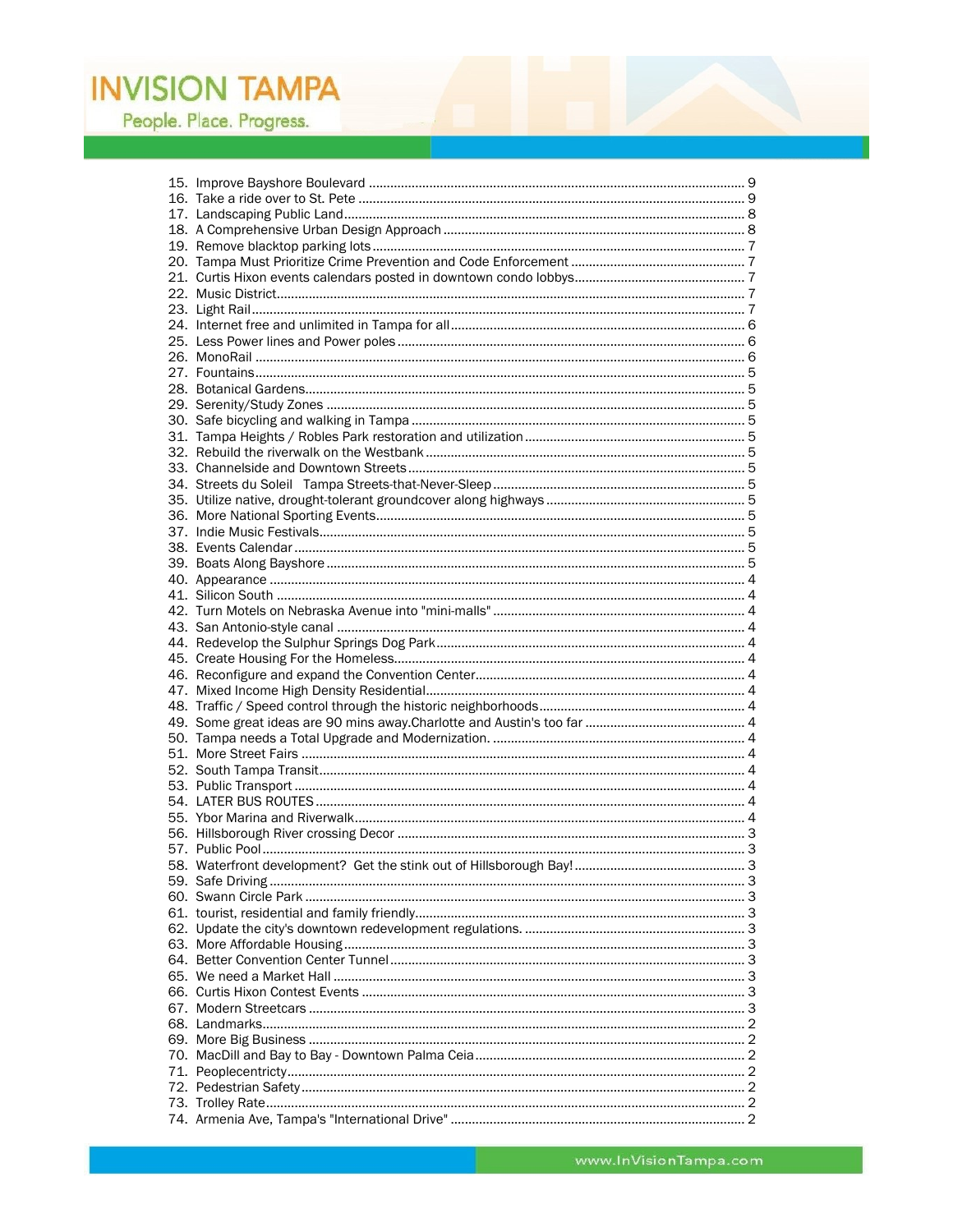15. Improve Bayshore Boulevard ........................................................................................................ 9
16. Take a ride over to St. Pete ........................................................................................................... 9
17. Landscaping Public Land............................................................................................................... 8
18. A Comprehensive Urban Design Approach ................................................................................... 8
19. Remove blacktop parking lots ....................................................................................................... 7
20. Tampa Must Prioritize Crime Prevention and Code Enforcement ................................................ 7
21. Curtis Hixon events calendars posted in downtown condo lobbys............................................... 7
22. Music District.................................................................................................................................. 7
23. Light Rail......................................................................................................................................... 7
24. Internet free and unlimited in Tampa for all.................................................................................. 6
25. Less Power lines and Power poles ................................................................................................ 6
26. MonoRail ........................................................................................................................................ 6
27. Fountains........................................................................................................................................ 5
28. Botanical Gardens.......................................................................................................................... 5
29. Serenity/Study Zones .................................................................................................................... 5
30. Safe bicycling and walking in Tampa ............................................................................................ 5
31. Tampa Heights / Robles Park restoration and utilization ............................................................. 5
32. Rebuild the riverwalk on the Westbank ......................................................................................... 5
33. Channelside and Downtown Streets.............................................................................................. 5
34. Streets du Soleil Tampa Streets-that-Never-Sleep ...................................................................... 5
35. Utilize native, drought-tolerant groundcover along highways ....................................................... 5
36. More National Sporting Events...................................................................................................... 5
37. Indie Music Festivals...................................................................................................................... 5
38. Events Calendar ............................................................................................................................. 5
39. Boats Along Bayshore .................................................................................................................... 5
40. Appearance .................................................................................................................................... 4
41. Silicon South .................................................................................................................................. 4
42. Turn Motels on Nebraska Avenue into "mini-malls" ...................................................................... 4
43. San Antonio-style canal ................................................................................................................. 4
44. Redevelop the Sulphur Springs Dog Park...................................................................................... 4
45. Create Housing For the Homeless.................................................................................................. 4
46. Reconfigure and expand the Convention Center............................................................................ 4
47. Mixed Income High Density Residential.......................................................................................... 4
48. Traffic / Speed control through the historic neighborhoods.......................................................... 4
49. Some great ideas are 90 mins away.Charlotte and Austin's too far ............................................ 4
50. Tampa needs a Total Upgrade and Modernization. ...................................................................... 4
51. More Street Fairs ........................................................................................................................... 4
52. South Tampa Transit....................................................................................................................... 4
53. Public Transport ............................................................................................................................. 4
54. LATER BUS ROUTES ........................................................................................................................ 4
55. Ybor Marina and Riverwalk............................................................................................................. 4
56. Hillsborough River crossing Decor ................................................................................................ 3
57. Public Pool ...................................................................................................................................... 3
58. Waterfront development? Get the stink out of Hillsborough Bay! ............................................... 3
59. Safe Driving ..................................................................................................................................... 3
60. Swann Circle Park .......................................................................................................................... 3
61. tourist, residential and family friendly............................................................................................ 3
62. Update the city's downtown redevelopment regulations. ............................................................. 3
63. More Affordable Housing ................................................................................................................ 3
64. Better Convention Center Tunnel ................................................................................................... 3
65. We need a Market Hall ................................................................................................................... 3
66. Curtis Hixon Contest Events .......................................................................................................... 3
67. Modern Streetcars .......................................................................................................................... 3
68. Landmarks....................................................................................................................................... 2
69. More Big Business .......................................................................................................................... 2
70. MacDill and Bay to Bay - Downtown Palma Ceia ........................................................................... 2
71. Peoplecentricty................................................................................................................................ 2
72. Pedestrian Safety ............................................................................................................................ 2
73. Trolley Rate...................................................................................................................................... 2
74. Armenia Ave, Tampa's "International Drive" .................................................................................. 2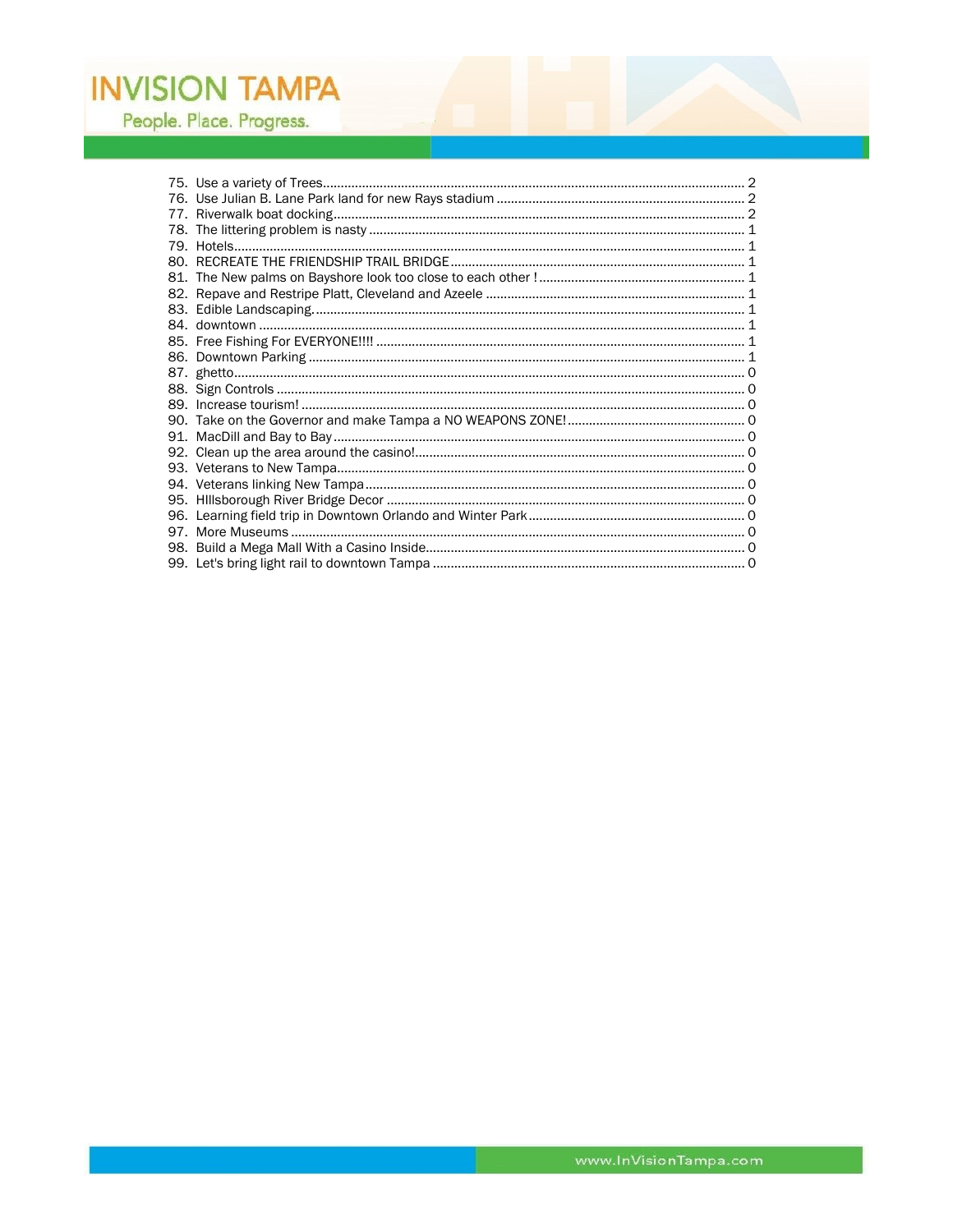75. Use a variety of Trees........................................................................................................................ 2
76. Use Julian B. Lane Park land for new Rays stadium ..................................................................... 2
77. Riverwalk boat docking.................................................................................................................... 2
78. The littering problem is nasty ......................................................................................................... 1
79. Hotels................................................................................................................................................ 1
80. RECREATE THE FRIENDSHIP TRAIL BRIDGE................................................................................. 1
81. The New palms on Bayshore look too close to each other ! .......................................................... 1
82. Repave and Restripe Platt, Cleveland and Azeele ......................................................................... 1
83. Edible Landscaping........................................................................................................................... 1
84. downtown ......................................................................................................................................... 1
85. Free Fishing For EVERYONE!!!! ........................................................................................................ 1
86. Downtown Parking ........................................................................................................................... 1
87. ghetto................................................................................................................................................ 0
88. Sign Controls .................................................................................................................................... 0
89. Increase tourism! ............................................................................................................................. 0
90. Take on the Governor and make Tampa a NO WEAPONS ZONE!.................................................. 0
91. MacDill and Bay to Bay.................................................................................................................... 0
92. Clean up the area around the casino!............................................................................................. 0
93. Veterans to New Tampa................................................................................................................... 0
94. Veterans linking New Tampa........................................................................................................... 0
95. HIllsborough River Bridge Decor ..................................................................................................... 0
96. Learning field trip in Downtown Orlando and Winter Park............................................................. 0
97. More Museums ................................................................................................................................ 0
98. Build a Mega Mall With a Casino Inside.......................................................................................... 0
99. Let's bring light rail to downtown Tampa ........................................................................................ 0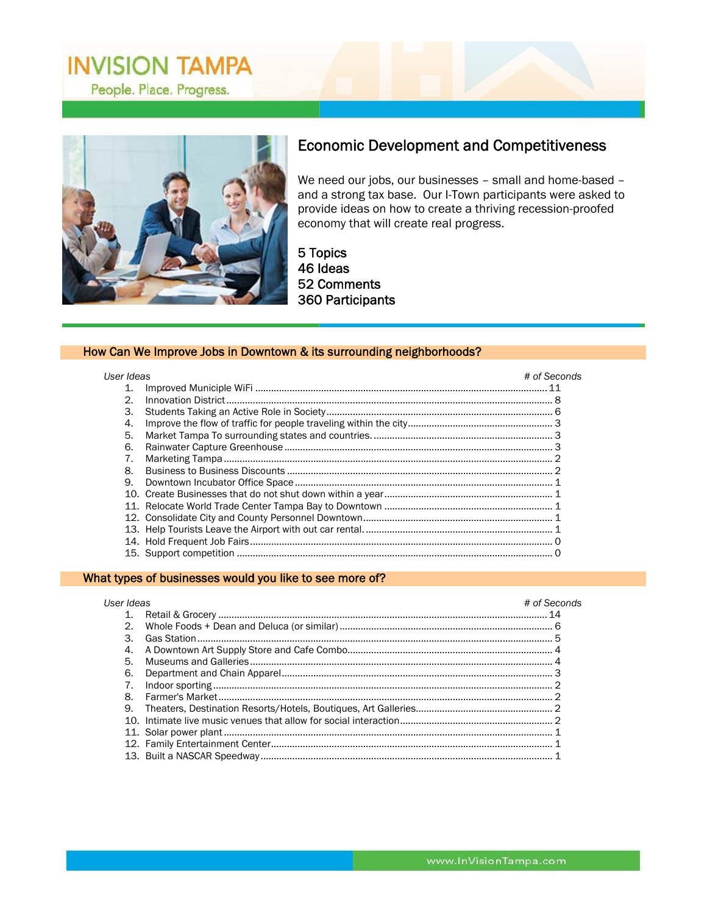# INVISION TAMPA

People. Place. Progress.

## Economic Development and Competitiveness

We need our jobs, our businesses – small and home-based – and a strong tax base. Our I-Town participants were asked to provide ideas on how to create a thriving recession-proofed economy that will create real progress.

5 Topics
46 Ideas
52 Comments
360 Participants

### How Can We Improve Jobs in Downtown & its surrounding neighborhoods?

| | *User Ideas* | *# of Seconds* |
|---|---|---|
| 1. | Improved Municipile WiFi | 11 |
| 2. | Innovation District | 8 |
| 3. | Students Taking an Active Role in Society | 6 |
| 4. | Improve the flow of traffic for people traveling within the city | 3 |
| 5. | Market Tampa To surrounding states and countries. | 3 |
| 6. | Rainwater Capture Greenhouse | 3 |
| 7. | Marketing Tampa | 2 |
| 8. | Business to Business Discounts | 2 |
| 9. | Downtown Incubator Office Space | 1 |
| 10. | Create Businesses that do not shut down within a year | 1 |
| 11. | Relocate World Trade Center Tampa Bay to Downtown | 1 |
| 12. | Consolidate City and County Personnel Downtown | 1 |
| 13. | Help Tourists Leave the Airport with out car rental. | 1 |
| 14. | Hold Frequent Job Fairs | 0 |
| 15. | Support competition | 0 |

### What types of businesses would you like to see more of?

| | *User Ideas* | *# of Seconds* |
|---|---|---|
| 1. | Retail & Grocery | 14 |
| 2. | Whole Foods + Dean and Deluca (or similar) | 6 |
| 3. | Gas Station | 5 |
| 4. | A Downtown Art Supply Store and Cafe Combo | 4 |
| 5. | Museums and Galleries | 4 |
| 6. | Department and Chain Apparel | 3 |
| 7. | Indoor sporting | 2 |
| 8. | Farmer's Market | 2 |
| 9. | Theaters, Destination Resorts/Hotels, Boutiques, Art Galleries | 2 |
| 10. | Intimate live music venues that allow for social interaction | 2 |
| 11. | Solar power plant | 1 |
| 12. | Family Entertainment Center | 1 |
| 13. | Built a NASCAR Speedway | 1 |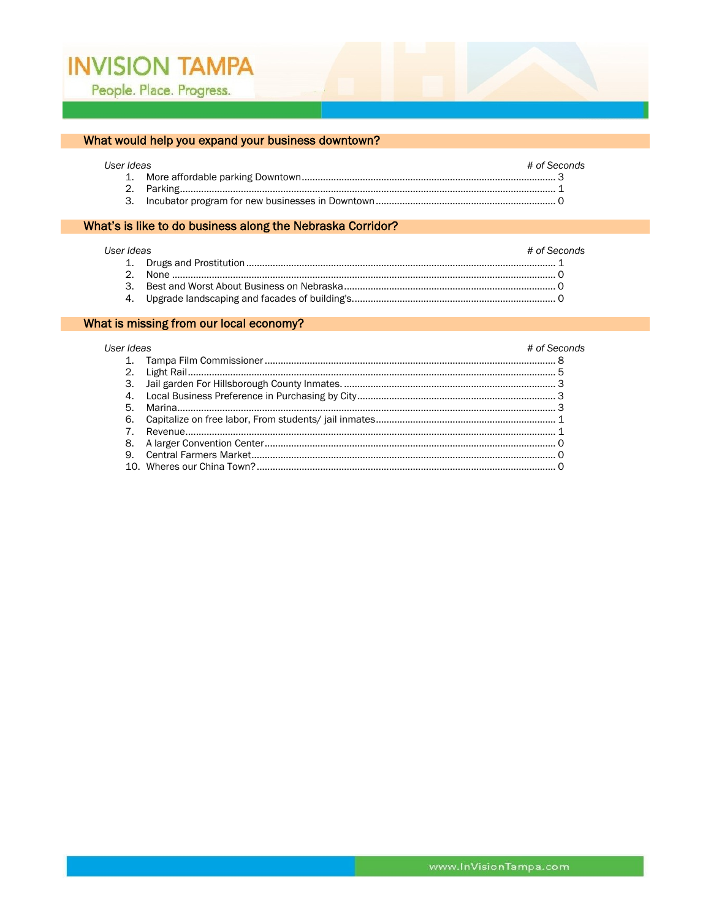## What would help you expand your business downtown?

| *User Ideas* | *# of Seconds* |
|---|---|
| 1. More affordable parking Downtown | 3 |
| 2. Parking | 1 |
| 3. Incubator program for new businesses in Downtown | 0 |

## What's is like to do business along the Nebraska Corridor?

| *User Ideas* | *# of Seconds* |
|---|---|
| 1. Drugs and Prostitution | 1 |
| 2. None | 0 |
| 3. Best and Worst About Business on Nebraska | 0 |
| 4. Upgrade landscaping and facades of building's. | 0 |

## What is missing from our local economy?

| *User Ideas* | *# of Seconds* |
|---|---|
| 1. Tampa Film Commissioner | 8 |
| 2. Light Rail | 5 |
| 3. Jail garden For Hillsborough County Inmates. | 3 |
| 4. Local Business Preference in Purchasing by City | 3 |
| 5. Marina | 3 |
| 6. Capitalize on free labor, From students/ jail inmates | 1 |
| 7. Revenue | 1 |
| 8. A larger Convention Center | 0 |
| 9. Central Farmers Market | 0 |
| 10. Wheres our China Town? | 0 |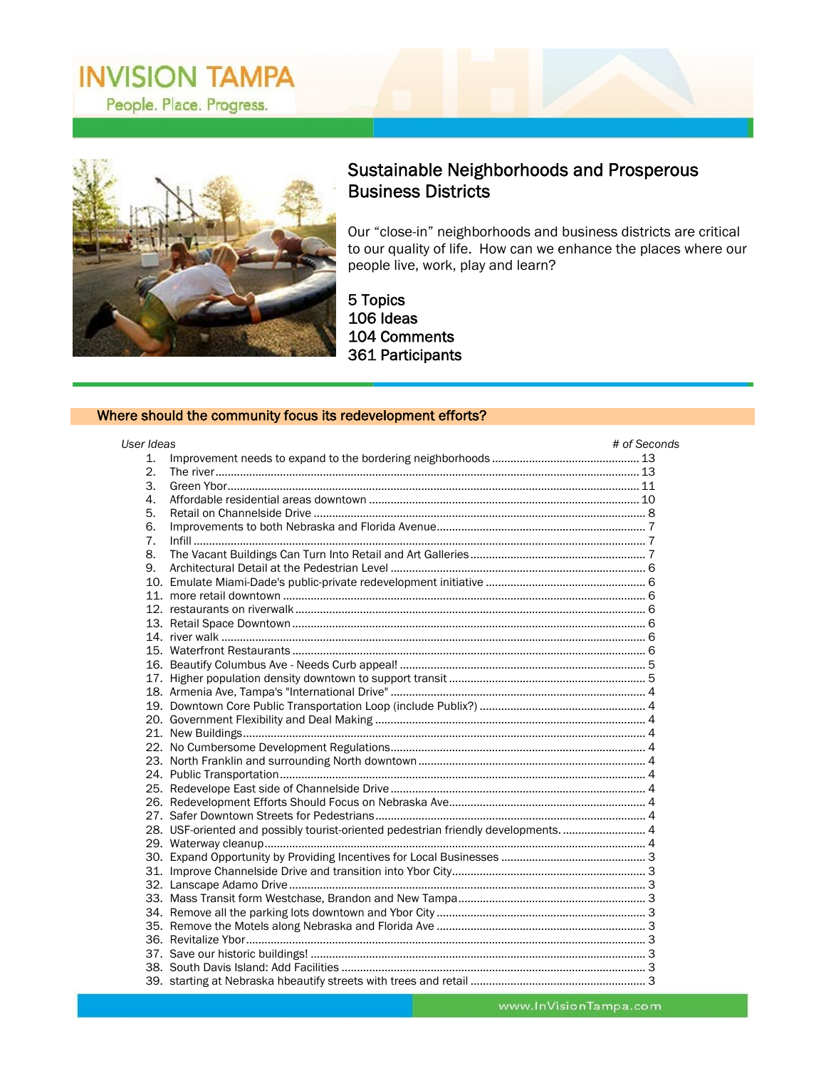INVISION TAMPA

People. Place. Progress.

## Sustainable Neighborhoods and Prosperous Business Districts

Our "close-in" neighborhoods and business districts are critical to our quality of life. How can we enhance the places where our people live, work, play and learn?

5 Topics
106 Ideas
104 Comments
361 Participants

### Where should the community focus its redevelopment efforts?

| User Ideas | # of Seconds |
|---|---|
| 1. Improvement needs to expand to the bordering neighborhoods | 13 |
| 2. The river | 13 |
| 3. Green Ybor | 11 |
| 4. Affordable residential areas downtown | 10 |
| 5. Retail on Channelside Drive | 8 |
| 6. Improvements to both Nebraska and Florida Avenue | 7 |
| 7. Infill | 7 |
| 8. The Vacant Buildings Can Turn Into Retail and Art Galleries | 7 |
| 9. Architectural Detail at the Pedestrian Level | 6 |
| 10. Emulate Miami-Dade's public-private redevelopment initiative | 6 |
| 11. more retail downtown | 6 |
| 12. restaurants on riverwalk | 6 |
| 13. Retail Space Downtown | 6 |
| 14. river walk | 6 |
| 15. Waterfront Restaurants | 6 |
| 16. Beautify Columbus Ave - Needs Curb appeal! | 5 |
| 17. Higher population density downtown to support transit | 5 |
| 18. Armenia Ave, Tampa's "International Drive" | 4 |
| 19. Downtown Core Public Transportation Loop (include Publix?) | 4 |
| 20. Government Flexibility and Deal Making | 4 |
| 21. New Buildings | 4 |
| 22. No Cumbersome Development Regulations | 4 |
| 23. North Franklin and surrounding North downtown | 4 |
| 24. Public Transportation | 4 |
| 25. Redevelope East side of Channelside Drive | 4 |
| 26. Redevelopment Efforts Should Focus on Nebraska Ave | 4 |
| 27. Safer Downtown Streets for Pedestrians | 4 |
| 28. USF-oriented and possibly tourist-oriented pedestrian friendly developments. | 4 |
| 29. Waterway cleanup | 4 |
| 30. Expand Opportunity by Providing Incentives for Local Businesses | 3 |
| 31. Improve Channelside Drive and transition into Ybor City | 3 |
| 32. Lanscape Adamo Drive | 3 |
| 33. Mass Transit form Westchase, Brandon and New Tampa | 3 |
| 34. Remove all the parking lots downtown and Ybor City | 3 |
| 35. Remove the Motels along Nebraska and Florida Ave | 3 |
| 36. Revitalize Ybor | 3 |
| 37. Save our historic buildings! | 3 |
| 38. South Davis Island: Add Facilities | 3 |
| 39. starting at Nebraska hbeautify streets with trees and retail | 3 |

www.InVisionTampa.com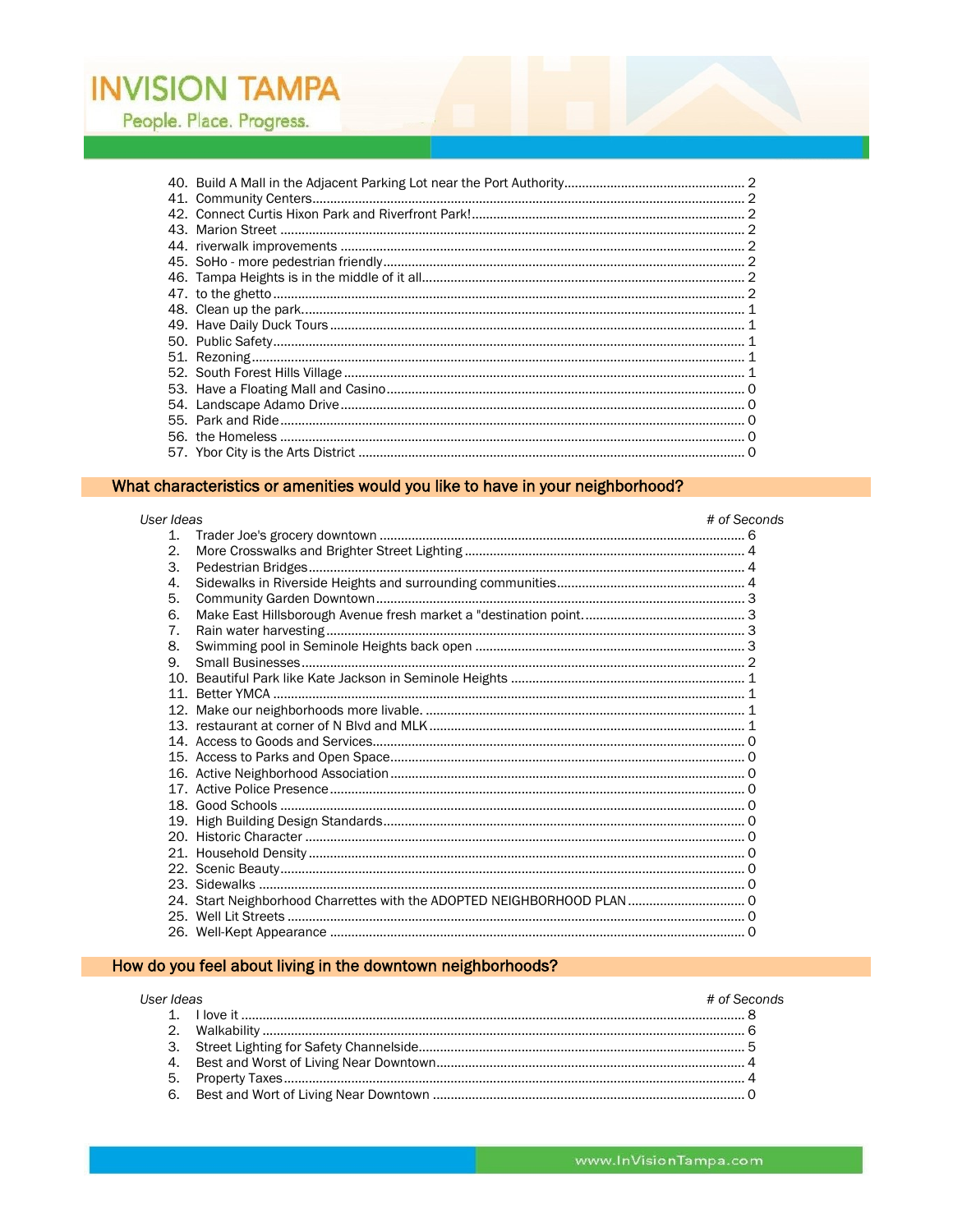40. Build A Mall in the Adjacent Parking Lot near the Port Authority.................................................. 2
41. Community Centers........................................................................................................ 2
42. Connect Curtis Hixon Park and Riverfront Park!............................................................... 2
43. Marion Street ................................................................................................................. 2
44. riverwalk improvements ................................................................................................ 2
45. SoHo - more pedestrian friendly...................................................................................... 2
46. Tampa Heights is in the middle of it all............................................................................ 2
47. to the ghetto ................................................................................................................... 2
48. Clean up the park........................................................................................................... 1
49. Have Daily Duck Tours .................................................................................................... 1
50. Public Safety................................................................................................................... 1
51. Rezoning........................................................................................................................ 1
52. South Forest Hills Village ............................................................................................... 1
53. Have a Floating Mall and Casino..................................................................................... 0
54. Landscape Adamo Drive ................................................................................................. 0
55. Park and Ride.................................................................................................................. 0
56. the Homeless ................................................................................................................. 0
57. Ybor City is the Arts District ........................................................................................... 0

## What characteristics or amenities would you like to have in your neighborhood?

*User Ideas* *# of Seconds*

1. Trader Joe's grocery downtown ...................................................................................... 6
2. More Crosswalks and Brighter Street Lighting ................................................................ 4
3. Pedestrian Bridges.......................................................................................................... 4
4. Sidewalks in Riverside Heights and surrounding communities......................................... 4
5. Community Garden Downtown........................................................................................ 3
6. Make East Hillsborough Avenue fresh market a "destination point.............................................. 3
7. Rain water harvesting..................................................................................................... 3
8. Swimming pool in Seminole Heights back open .............................................................. 3
9. Small Businesses............................................................................................................ 2
10. Beautiful Park like Kate Jackson in Seminole Heights ..................................................... 1
11. Better YMCA ................................................................................................................... 1
12. Make our neighborhoods more livable. ........................................................................... 1
13. restaurant at corner of N Blvd and MLK........................................................................... 1
14. Access to Goods and Services......................................................................................... 0
15. Access to Parks and Open Space..................................................................................... 0
16. Active Neighborhood Association.................................................................................... 0
17. Active Police Presence.................................................................................................... 0
18. Good Schools ................................................................................................................. 0
19. High Building Design Standards...................................................................................... 0
20. Historic Character .......................................................................................................... 0
21. Household Density ......................................................................................................... 0
22. Scenic Beauty.................................................................................................................. 0
23. Sidewalks ....................................................................................................................... 0
24. Start Neighborhood Charrettes with the ADOPTED NEIGHBORHOOD PLAN ................................. 0
25. Well Lit Streets ............................................................................................................... 0
26. Well-Kept Appearance .................................................................................................... 0

## How do you feel about living in the downtown neighborhoods?

*User Ideas* *# of Seconds*

1. I love it ........................................................................................................................... 8
2. Walkability ...................................................................................................................... 6
3. Street Lighting for Safety Channelside............................................................................. 5
4. Best and Worst of Living Near Downtown......................................................................... 4
5. Property Taxes................................................................................................................. 4
6. Best and Wort of Living Near Downtown ......................................................................... 0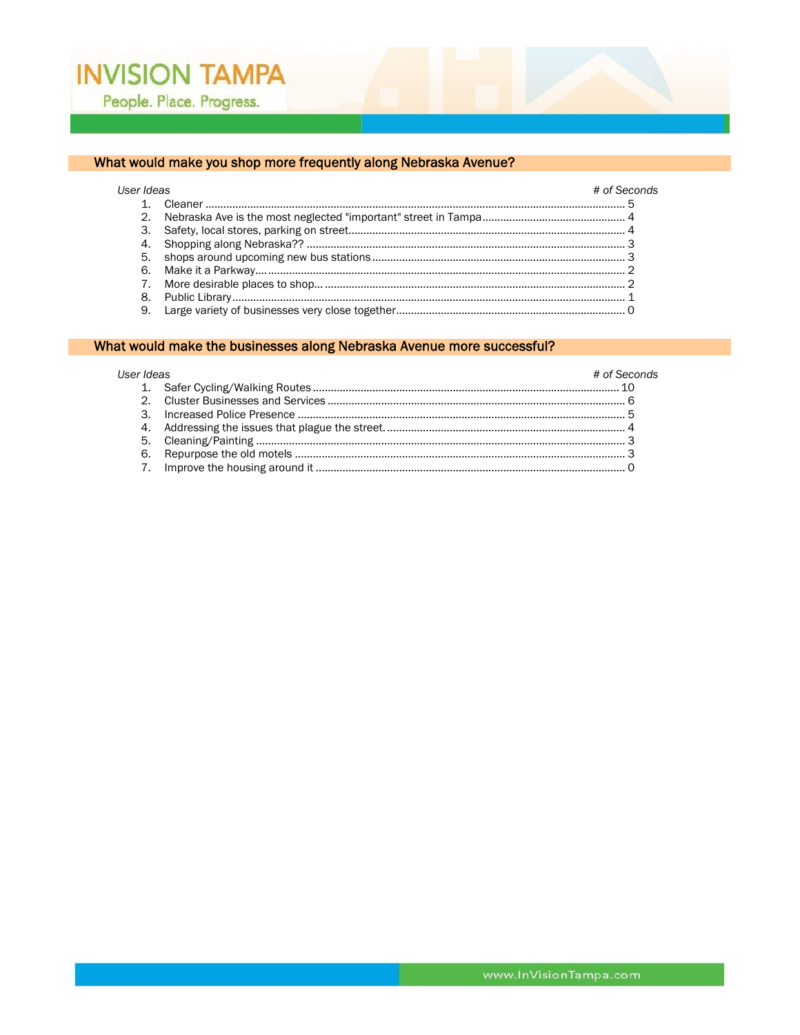## What would make you shop more frequently along Nebraska Avenue?

| User Ideas | # of Seconds |
|---|---|
| 1. Cleaner | 5 |
| 2. Nebraska Ave is the most neglected "important" street in Tampa | 4 |
| 3. Safety, local stores, parking on street | 4 |
| 4. Shopping along Nebraska?? | 3 |
| 5. shops around upcoming new bus stations | 3 |
| 6. Make it a Parkway.... | 2 |
| 7. More desirable places to shop... | 2 |
| 8. Public Library | 1 |
| 9. Large variety of businesses very close together | 0 |

## What would make the businesses along Nebraska Avenue more successful?

| User Ideas | # of Seconds |
|---|---|
| 1. Safer Cycling/Walking Routes | 10 |
| 2. Cluster Businesses and Services | 6 |
| 3. Increased Police Presence | 5 |
| 4. Addressing the issues that plague the street. | 4 |
| 5. Cleaning/Painting | 3 |
| 6. Repurpose the old motels | 3 |
| 7. Improve the housing around it | 0 |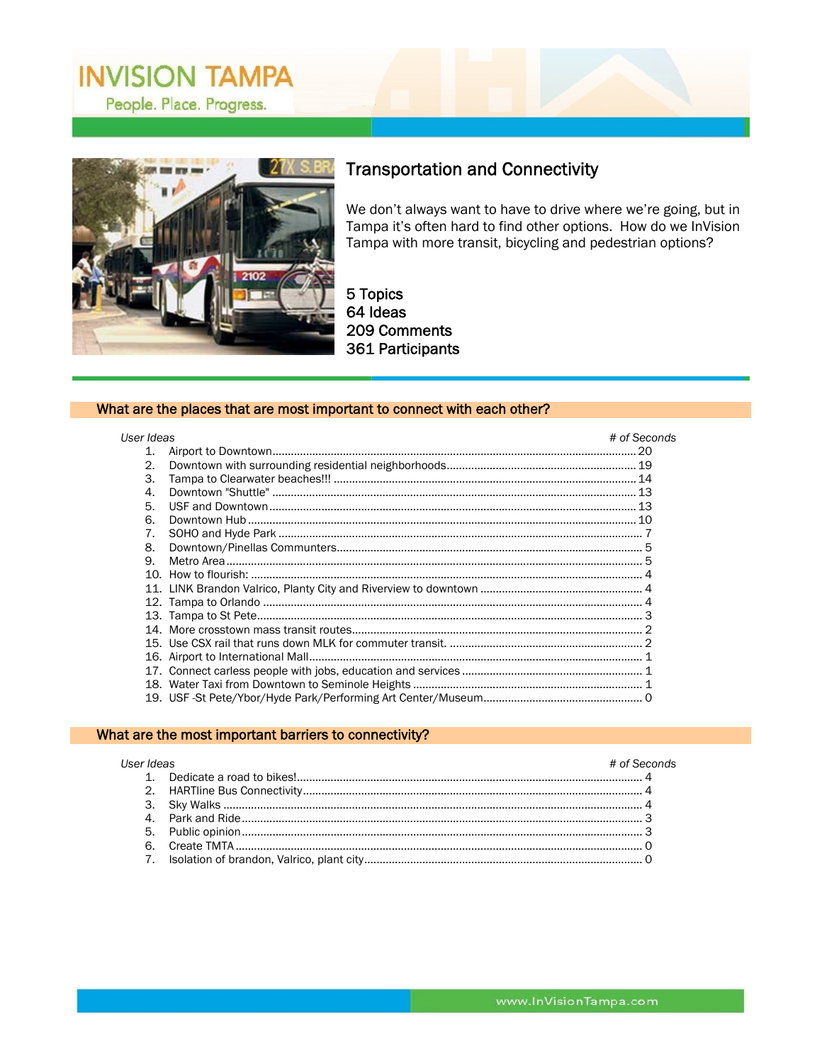# INVISION TAMPA

People. Place. Progress.

## Transportation and Connectivity

We don't always want to have to drive where we're going, but in Tampa it's often hard to find other options. How do we InVision Tampa with more transit, bicycling and pedestrian options?

5 Topics
64 Ideas
209 Comments
361 Participants

### What are the places that are most important to connect with each other?

| User Ideas | # of Seconds |
|---|---|
| 1. Airport to Downtown | 20 |
| 2. Downtown with surrounding residential neighborhoods | 19 |
| 3. Tampa to Clearwater beaches!!! | 14 |
| 4. Downtown "Shuttle" | 13 |
| 5. USF and Downtown | 13 |
| 6. Downtown Hub | 10 |
| 7. SOHO and Hyde Park | 7 |
| 8. Downtown/Pinellas Communters | 5 |
| 9. Metro Area | 5 |
| 10. How to flourish: | 4 |
| 11. LINK Brandon Valrico, Planty City and Riverview to downtown | 4 |
| 12. Tampa to Orlando | 4 |
| 13. Tampa to St Pete | 3 |
| 14. More crosstown mass transit routes | 2 |
| 15. Use CSX rail that runs down MLK for commuter transit. | 2 |
| 16. Airport to International Mall | 1 |
| 17. Connect carless people with jobs, education and services | 1 |
| 18. Water Taxi from Downtown to Seminole Heights | 1 |
| 19. USF -St Pete/Ybor/Hyde Park/Performing Art Center/Museum | 0 |

### What are the most important barriers to connectivity?

| User Ideas | # of Seconds |
|---|---|
| 1. Dedicate a road to bikes! | 4 |
| 2. HARTline Bus Connectivity | 4 |
| 3. Sky Walks | 4 |
| 4. Park and Ride | 3 |
| 5. Public opinion | 3 |
| 6. Create TMTA | 0 |
| 7. Isolation of brandon, Valrico, plant city | 0 |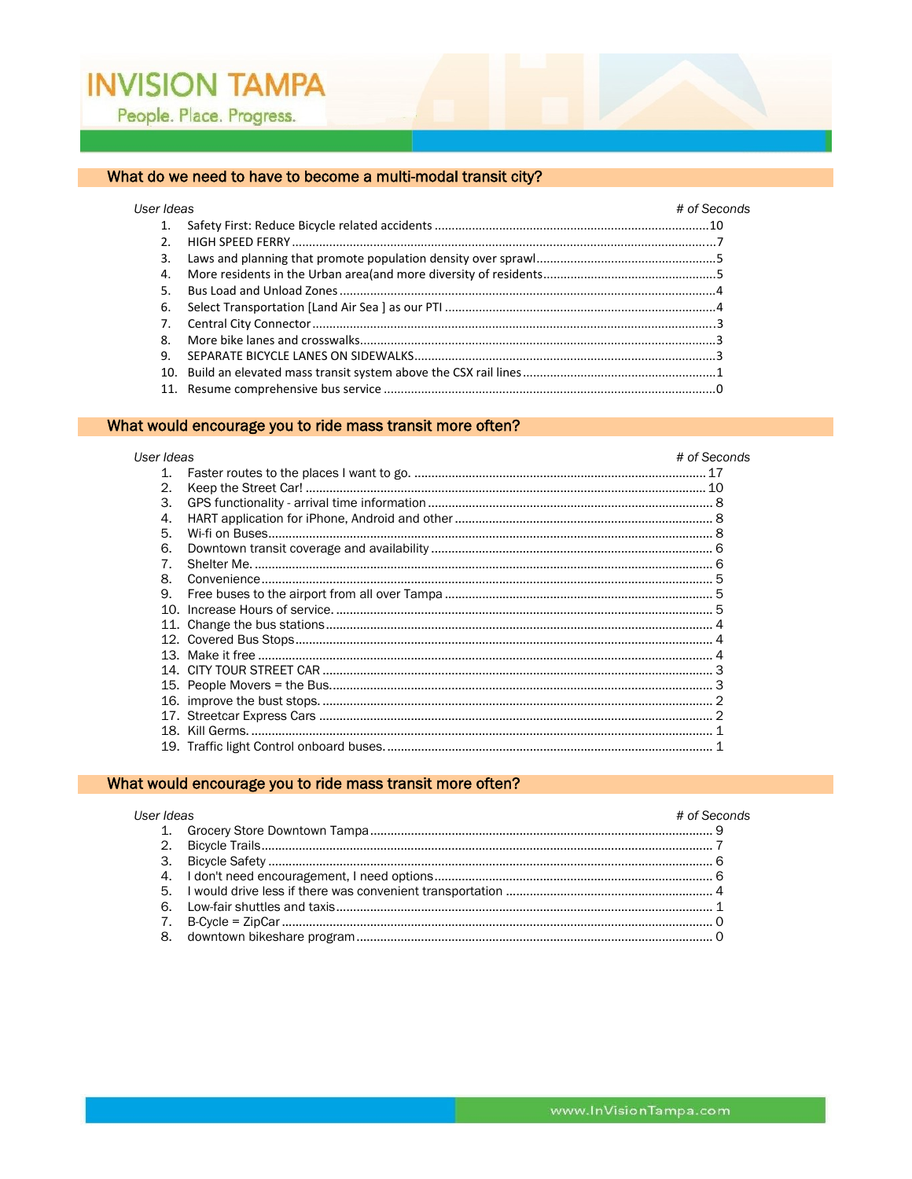## What do we need to have to become a multi-modal transit city?

| User Ideas | # of Seconds |
|---|---|
| 1. Safety First: Reduce Bicycle related accidents | 10 |
| 2. HIGH SPEED FERRY | 7 |
| 3. Laws and planning that promote population density over sprawl | 5 |
| 4. More residents in the Urban area(and more diversity of residents | 5 |
| 5. Bus Load and Unload Zones | 4 |
| 6. Select Transportation [Land Air Sea ] as our PTI | 4 |
| 7. Central City Connector | 3 |
| 8. More bike lanes and crosswalks | 3 |
| 9. SEPARATE BICYCLE LANES ON SIDEWALKS | 3 |
| 10. Build an elevated mass transit system above the CSX rail lines | 1 |
| 11. Resume comprehensive bus service | 0 |

## What would encourage you to ride mass transit more often?

| User Ideas | # of Seconds |
|---|---|
| 1. Faster routes to the places I want to go. | 17 |
| 2. Keep the Street Car! | 10 |
| 3. GPS functionality - arrival time information | 8 |
| 4. HART application for iPhone, Android and other | 8 |
| 5. Wi-fi on Buses | 8 |
| 6. Downtown transit coverage and availability | 6 |
| 7. Shelter Me. | 6 |
| 8. Convenience | 5 |
| 9. Free buses to the airport from all over Tampa | 5 |
| 10. Increase Hours of service. | 5 |
| 11. Change the bus stations | 4 |
| 12. Covered Bus Stops | 4 |
| 13. Make it free | 4 |
| 14. CITY TOUR STREET CAR | 3 |
| 15. People Movers = the Bus. | 3 |
| 16. improve the bust stops. | 2 |
| 17. Streetcar Express Cars | 2 |
| 18. Kill Germs. | 1 |
| 19. Traffic light Control onboard buses. | 1 |

## What would encourage you to ride mass transit more often?

| User Ideas | # of Seconds |
|---|---|
| 1. Grocery Store Downtown Tampa | 9 |
| 2. Bicycle Trails | 7 |
| 3. Bicycle Safety | 6 |
| 4. I don't need encouragement, I need options | 6 |
| 5. I would drive less if there was convenient transportation | 4 |
| 6. Low-fair shuttles and taxis | 1 |
| 7. B-Cycle = ZipCar | 0 |
| 8. downtown bikeshare program | 0 |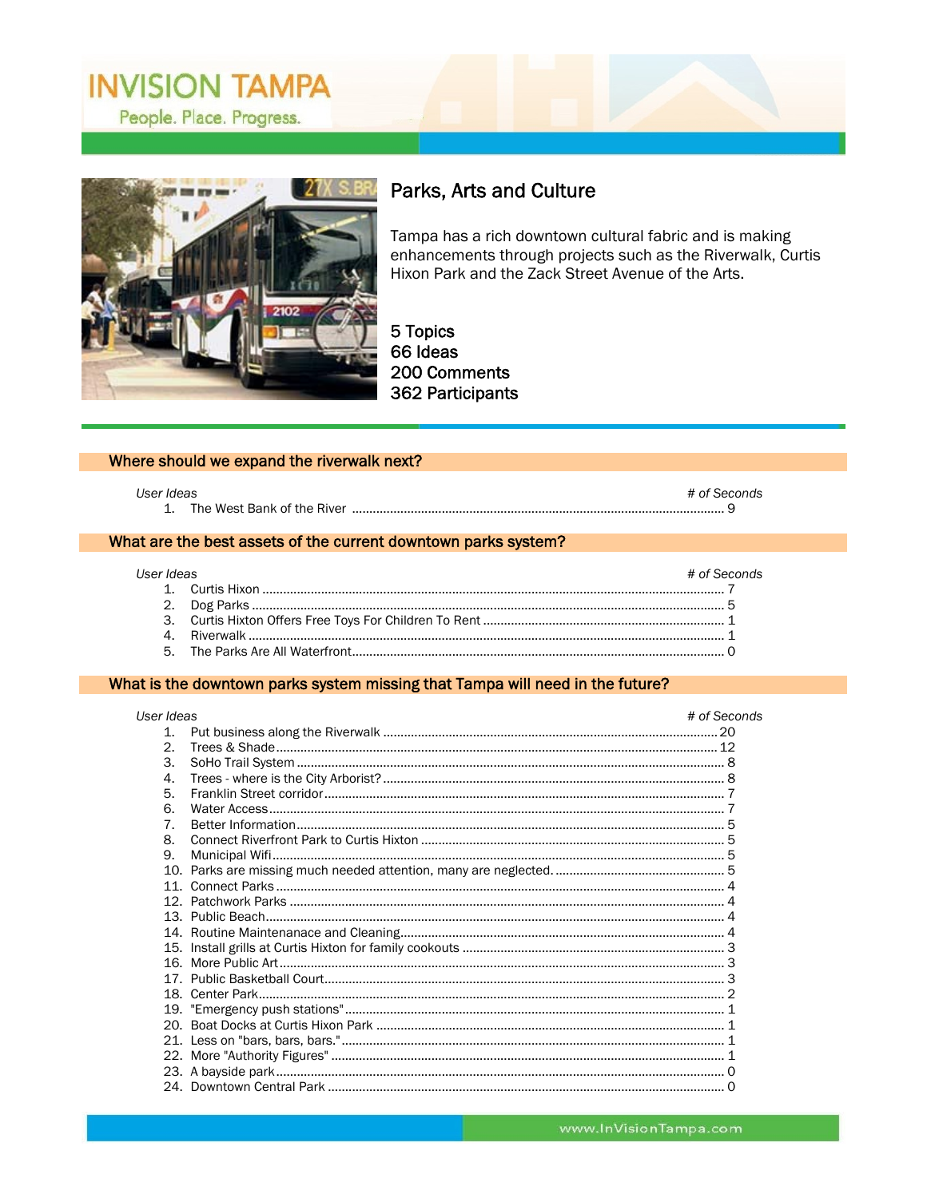# INVISION TAMPA

People. Place. Progress.

## Parks, Arts and Culture

Tampa has a rich downtown cultural fabric and is making enhancements through projects such as the Riverwalk, Curtis Hixon Park and the Zack Street Avenue of the Arts.

5 Topics
66 Ideas
200 Comments
362 Participants

### Where should we expand the riverwalk next?

| *User Ideas* | *# of Seconds* |
|---|---|
| 1. The West Bank of the River | 9 |

### What are the best assets of the current downtown parks system?

| *User Ideas* | *# of Seconds* |
|---|---|
| 1. Curtis Hixon | 7 |
| 2. Dog Parks | 5 |
| 3. Curtis Hixton Offers Free Toys For Children To Rent | 1 |
| 4. Riverwalk | 1 |
| 5. The Parks Are All Waterfront | 0 |

### What is the downtown parks system missing that Tampa will need in the future?

| *User Ideas* | *# of Seconds* |
|---|---|
| 1. Put business along the Riverwalk | 20 |
| 2. Trees & Shade | 12 |
| 3. SoHo Trail System | 8 |
| 4. Trees - where is the City Arborist? | 8 |
| 5. Franklin Street corridor | 7 |
| 6. Water Access | 7 |
| 7. Better Information | 5 |
| 8. Connect Riverfront Park to Curtis Hixon | 5 |
| 9. Municipal Wifi | 5 |
| 10. Parks are missing much needed attention, many are neglected. | 5 |
| 11. Connect Parks | 4 |
| 12. Patchwork Parks | 4 |
| 13. Public Beach | 4 |
| 14. Routine Maintenanace and Cleaning | 4 |
| 15. Install grills at Curtis Hixton for family cookouts | 3 |
| 16. More Public Art | 3 |
| 17. Public Basketball Court | 3 |
| 18. Center Park | 2 |
| 19. "Emergency push stations" | 1 |
| 20. Boat Docks at Curtis Hixon Park | 1 |
| 21. Less on "bars, bars, bars." | 1 |
| 22. More "Authority Figures" | 1 |
| 23. A bayside park | 0 |
| 24. Downtown Central Park | 0 |

www.InVisionTampa.com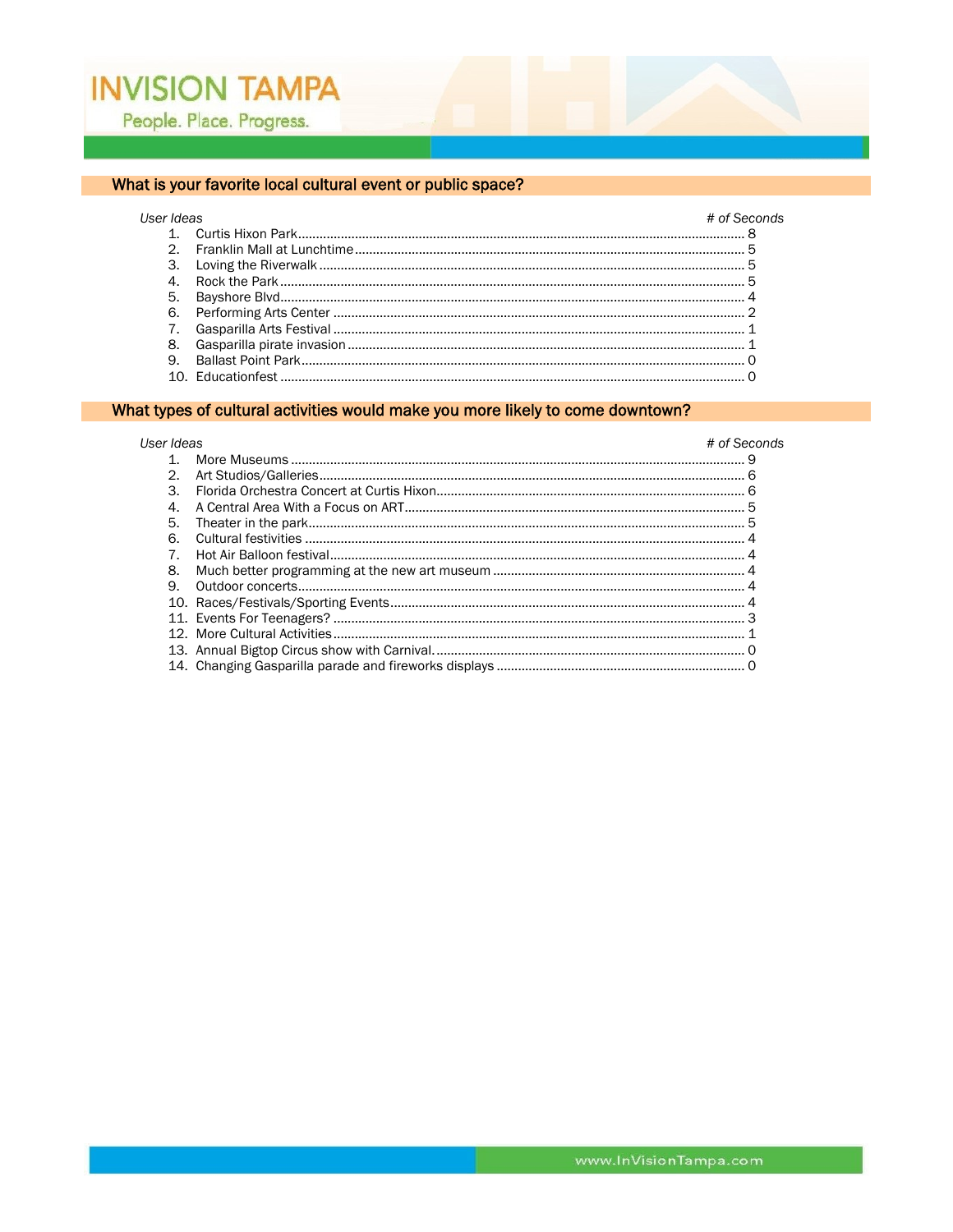## What is your favorite local cultural event or public space?

| User Ideas | # of Seconds |
|---|---|
| 1. Curtis Hixon Park | 8 |
| 2. Franklin Mall at Lunchtime | 5 |
| 3. Loving the Riverwalk | 5 |
| 4. Rock the Park | 5 |
| 5. Bayshore Blvd | 4 |
| 6. Performing Arts Center | 2 |
| 7. Gasparilla Arts Festival | 1 |
| 8. Gasparilla pirate invasion | 1 |
| 9. Ballast Point Park | 0 |
| 10. Educationfest | 0 |

## What types of cultural activities would make you more likely to come downtown?

| User Ideas | # of Seconds |
|---|---|
| 1. More Museums | 9 |
| 2. Art Studios/Galleries | 6 |
| 3. Florida Orchestra Concert at Curtis Hixon | 6 |
| 4. A Central Area With a Focus on ART | 5 |
| 5. Theater in the park | 5 |
| 6. Cultural festivities | 4 |
| 7. Hot Air Balloon festival | 4 |
| 8. Much better programming at the new art museum | 4 |
| 9. Outdoor concerts | 4 |
| 10. Races/Festivals/Sporting Events | 4 |
| 11. Events For Teenagers? | 3 |
| 12. More Cultural Activities | 1 |
| 13. Annual Bigtop Circus show with Carnival. | 0 |
| 14. Changing Gasparilla parade and fireworks displays | 0 |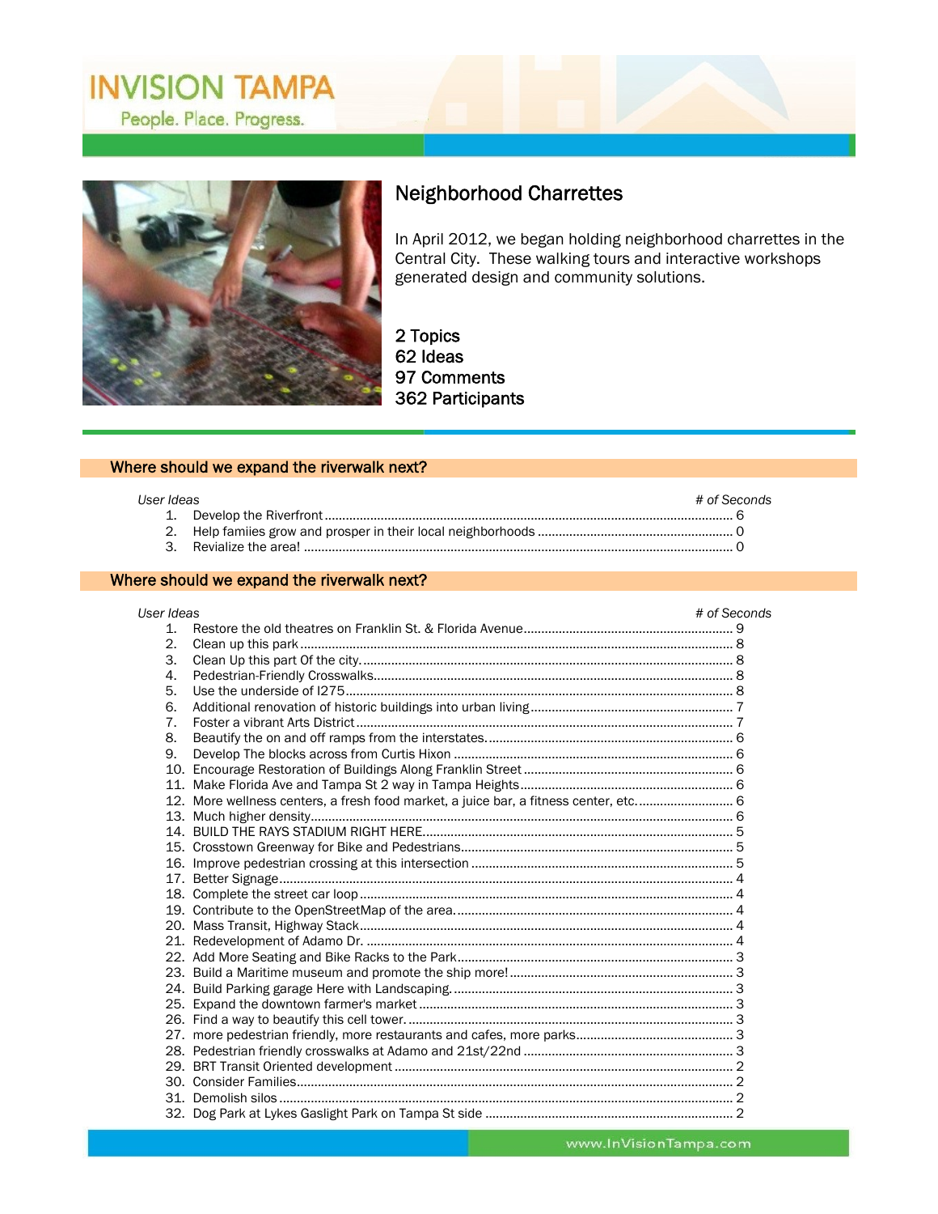# INVISION TAMPA

People. Place. Progress.

## Neighborhood Charrettes

In April 2012, we began holding neighborhood charrettes in the Central City. These walking tours and interactive workshops generated design and community solutions.

2 Topics
62 Ideas
97 Comments
362 Participants

### Where should we expand the riverwalk next?

| User Ideas | # of Seconds |
|---|---|
| 1. Develop the Riverfront | 6 |
| 2. Help famiies grow and prosper in their local neighborhoods | 0 |
| 3. Revialize the area! | 0 |

### Where should we expand the riverwalk next?

| User Ideas | # of Seconds |
|---|---|
| 1. Restore the old theatres on Franklin St. & Florida Avenue | 9 |
| 2. Clean up this park | 8 |
| 3. Clean Up this part Of the city. | 8 |
| 4. Pedestrian-Friendly Crosswalks | 8 |
| 5. Use the underside of I275 | 8 |
| 6. Additional renovation of historic buildings into urban living | 7 |
| 7. Foster a vibrant Arts District | 7 |
| 8. Beautify the on and off ramps from the interstates. | 6 |
| 9. Develop The blocks across from Curtis Hixon | 6 |
| 10. Encourage Restoration of Buildings Along Franklin Street | 6 |
| 11. Make Florida Ave and Tampa St 2 way in Tampa Heights | 6 |
| 12. More wellness centers, a fresh food market, a juice bar, a fitness center, etc. | 6 |
| 13. Much higher density | 6 |
| 14. BUILD THE RAYS STADIUM RIGHT HERE | 5 |
| 15. Crosstown Greenway for Bike and Pedestrians | 5 |
| 16. Improve pedestrian crossing at this intersection | 5 |
| 17. Better Signage | 4 |
| 18. Complete the street car loop | 4 |
| 19. Contribute to the OpenStreetMap of the area. | 4 |
| 20. Mass Transit, Highway Stack | 4 |
| 21. Redevelopment of Adamo Dr. | 4 |
| 22. Add More Seating and Bike Racks to the Park | 3 |
| 23. Build a Maritime museum and promote the ship more! | 3 |
| 24. Build Parking garage Here with Landscaping. | 3 |
| 25. Expand the downtown farmer's market | 3 |
| 26. Find a way to beautify this cell tower. | 3 |
| 27. more pedestrian friendly, more restaurants and cafes, more parks | 3 |
| 28. Pedestrian friendly crosswalks at Adamo and 21st/22nd | 3 |
| 29. BRT Transit Oriented development | 2 |
| 30. Consider Families | 2 |
| 31. Demolish silos | 2 |
| 32. Dog Park at Lykes Gaslight Park on Tampa St side | 2 |

www.InVisionTampa.com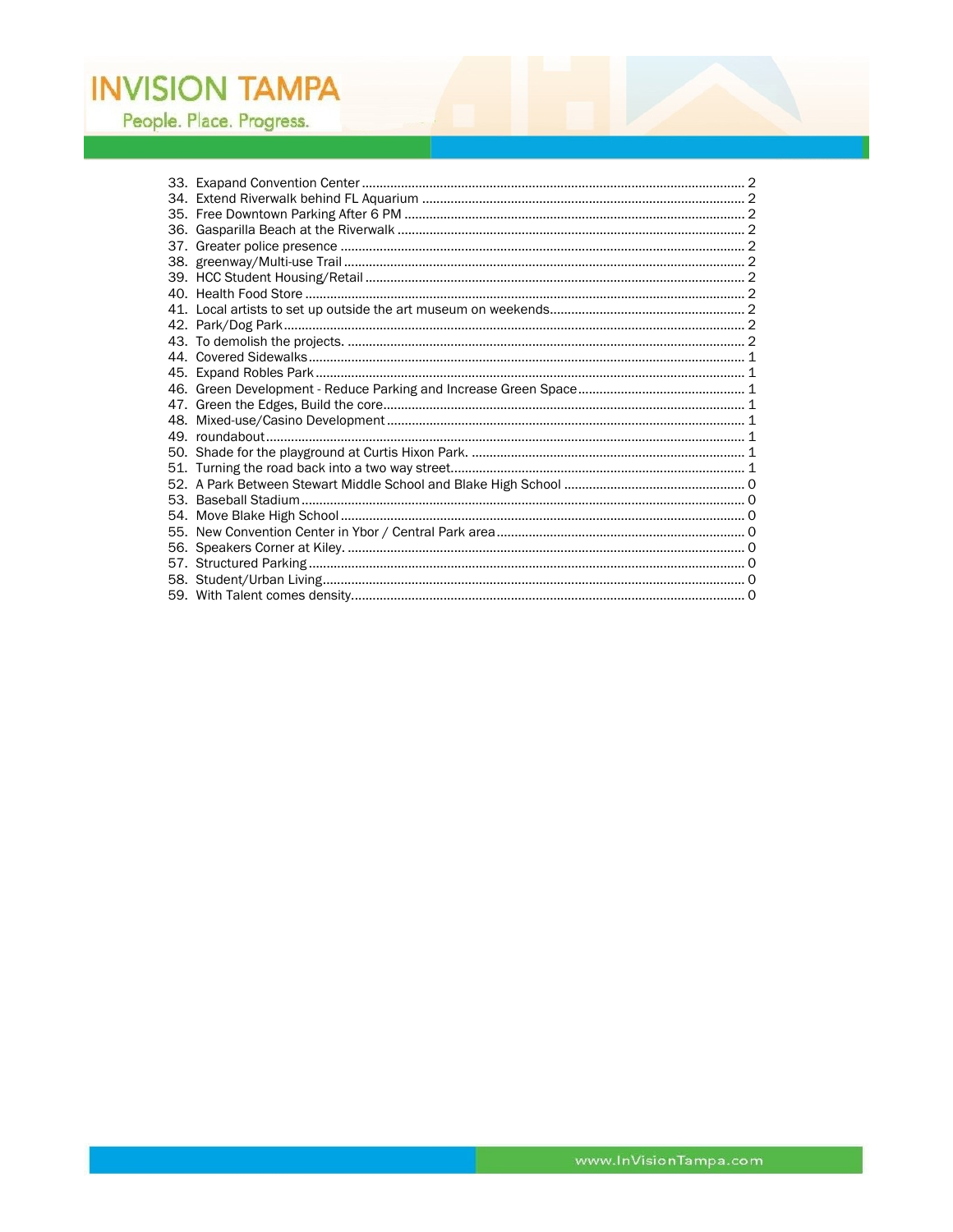33. Exapand Convention Center ........................................................................................................ 2
34. Extend Riverwalk behind FL Aquarium ........................................................................................ 2
35. Free Downtown Parking After 6 PM ............................................................................................. 2
36. Gasparilla Beach at the Riverwalk ............................................................................................... 2
37. Greater police presence ............................................................................................................... 2
38. greenway/Multi-use Trail ............................................................................................................... 2
39. HCC Student Housing/Retail ......................................................................................................... 2
40. Health Food Store .......................................................................................................................... 2
41. Local artists to set up outside the art museum on weekends...................................................... 2
42. Park/Dog Park................................................................................................................................. 2
43. To demolish the projects. .............................................................................................................. 2
44. Covered Sidewalks.......................................................................................................................... 1
45. Expand Robles Park ....................................................................................................................... 1
46. Green Development - Reduce Parking and Increase Green Space.............................................. 1
47. Green the Edges, Build the core.................................................................................................... 1
48. Mixed-use/Casino Development ................................................................................................... 1
49. roundabout..................................................................................................................................... 1
50. Shade for the playground at Curtis Hixon Park. ........................................................................... 1
51. Turning the road back into a two way street................................................................................. 1
52. A Park Between Stewart Middle School and Blake High School .................................................. 0
53. Baseball Stadium............................................................................................................................ 0
54. Move Blake High School ................................................................................................................ 0
55. New Convention Center in Ybor / Central Park area..................................................................... 0
56. Speakers Corner at Kiley. .............................................................................................................. 0
57. Structured Parking.......................................................................................................................... 0
58. Student/Urban Living...................................................................................................................... 0
59. With Talent comes density............................................................................................................. 0